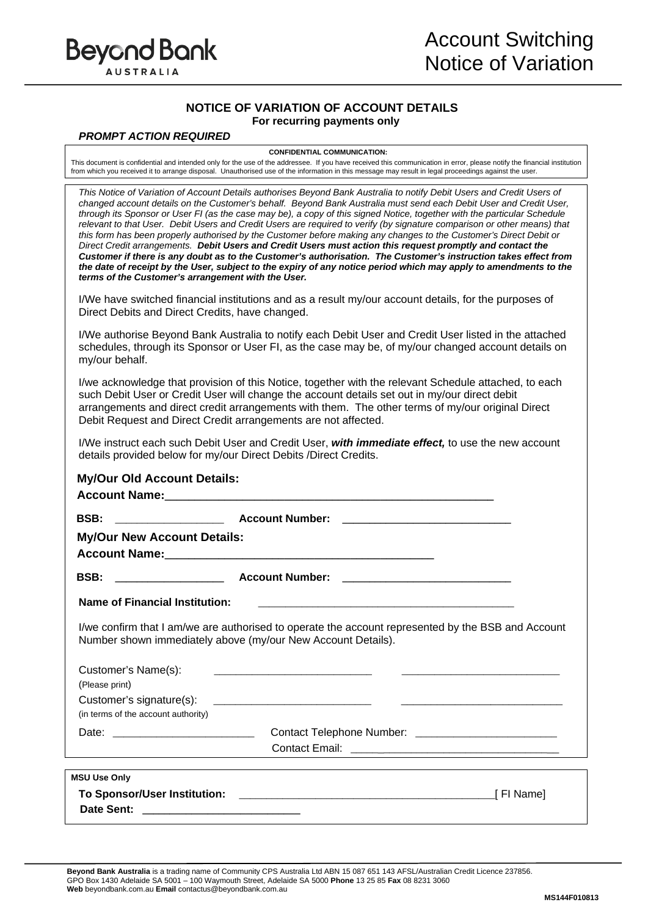Beyond Bank AUSTRALIA

# Account Switching Notice of Variation

## NOTICE OF VARIATION OF ACCOUNT DETAILS

**For recurring payments only**

***PROMPT ACTION REQUIRED***

**CONFIDENTIAL COMMUNICATION:**

This document is confidential and intended only for the use of the addressee. If you have received this communication in error, please notify the financial institution from which you received it to arrange disposal. Unauthorised use of the information in this message may result in legal proceedings against the user.

*This Notice of Variation of Account Details authorises Beyond Bank Australia to notify Debit Users and Credit Users of changed account details on the Customer's behalf. Beyond Bank Australia must send each Debit User and Credit User, through its Sponsor or User FI (as the case may be), a copy of this signed Notice, together with the particular Schedule relevant to that User. Debit Users and Credit Users are required to verify (by signature comparison or other means) that this form has been properly authorised by the Customer before making any changes to the Customer's Direct Debit or Direct Credit arrangements.* ***Debit Users and Credit Users must action this request promptly and contact the Customer if there is any doubt as to the Customer's authorisation. The Customer's instruction takes effect from the date of receipt by the User, subject to the expiry of any notice period which may apply to amendments to the terms of the Customer's arrangement with the User.***

I/We have switched financial institutions and as a result my/our account details, for the purposes of Direct Debits and Direct Credits, have changed.

I/We authorise Beyond Bank Australia to notify each Debit User and Credit User listed in the attached schedules, through its Sponsor or User FI, as the case may be, of my/our changed account details on my/our behalf.

I/we acknowledge that provision of this Notice, together with the relevant Schedule attached, to each such Debit User or Credit User will change the account details set out in my/our direct debit arrangements and direct credit arrangements with them. The other terms of my/our original Direct Debit Request and Direct Credit arrangements are not affected.

I/We instruct each such Debit User and Credit User, ***with immediate effect,*** to use the new account details provided below for my/our Direct Debits /Direct Credits.

**My/Our Old Account Details:**

**Account Name:**_______________________________________________

**BSB:** _________________ **Account Number:** ___________________________

**My/Our New Account Details:**

**Account Name:**_________________________________________

**BSB:** _________________ **Account Number:** ___________________________

**Name of Financial Institution:** _________________________________________

I/we confirm that I am/we are authorised to operate the account represented by the BSB and Account Number shown immediately above (my/our New Account Details).

Customer's Name(s): __________________________ __________________________
(Please print)

Customer's signature(s): __________________________ __________________________
(in terms of the account authority)

Date: ________________________ Contact Telephone Number: _______________________

Contact Email: ________________________________

**MSU Use Only**

**To Sponsor/User Institution:** __________________________________________[ FI Name]

**Date Sent:** __________________________

**Beyond Bank Australia** is a trading name of Community CPS Australia Ltd ABN 15 087 651 143 AFSL/Australian Credit Licence 237856.
GPO Box 1430 Adelaide SA 5001 – 100 Waymouth Street, Adelaide SA 5000 **Phone** 13 25 85 **Fax** 08 8231 3060
**Web** beyondbank.com.au **Email** contactus@beyondbank.com.au

MS144F010813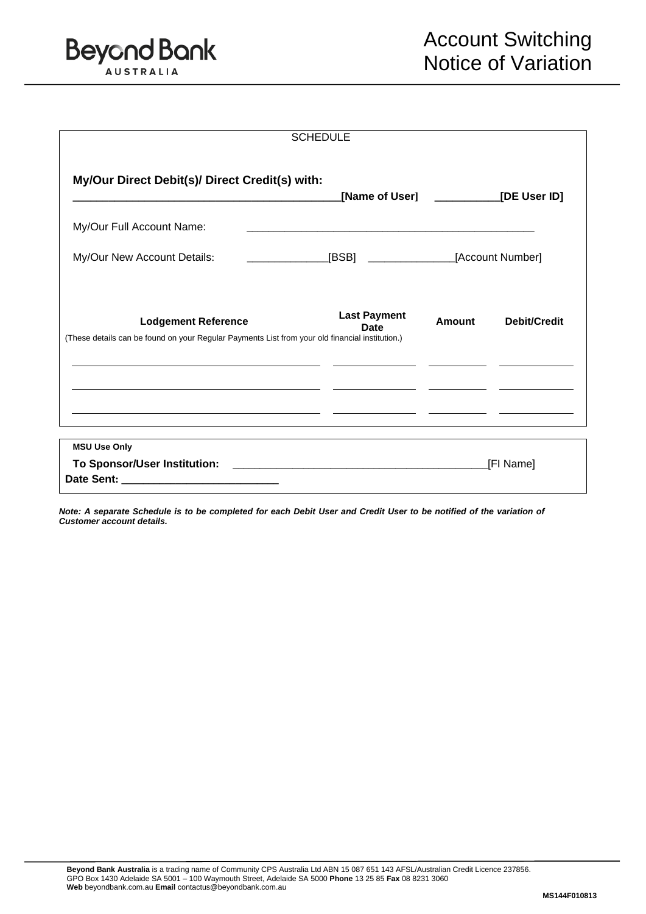# Account Switching Notice of Variation

SCHEDULE

**My/Our Direct Debit(s)/ Direct Credit(s) with:**

**_____________________________________________[Name of User]** **___________[DE User ID]**

My/Our Full Account Name: ________________________________________________

My/Our New Account Details: _____________[BSB] ______________[Account Number]

| **Lodgement Reference** | **Last Payment Date** | **Amount** | **Debit/Credit** |
|---|---|---|---|
| | | | |
| | | | |
| | | | |

(These details can be found on your Regular Payments List from your old financial institution.)

**MSU Use Only**

**To Sponsor/User Institution:** __________________________________________[FI Name]

**Date Sent:** __________________________

***Note: A separate Schedule is to be completed for each Debit User and Credit User to be notified of the variation of Customer account details.***

**Beyond Bank Australia** is a trading name of Community CPS Australia Ltd ABN 15 087 651 143 AFSL/Australian Credit Licence 237856.
GPO Box 1430 Adelaide SA 5001 – 100 Waymouth Street, Adelaide SA 5000 **Phone** 13 25 85 **Fax** 08 8231 3060
**Web** beyondbank.com.au **Email** contactus@beyondbank.com.au

**MS144F010813**